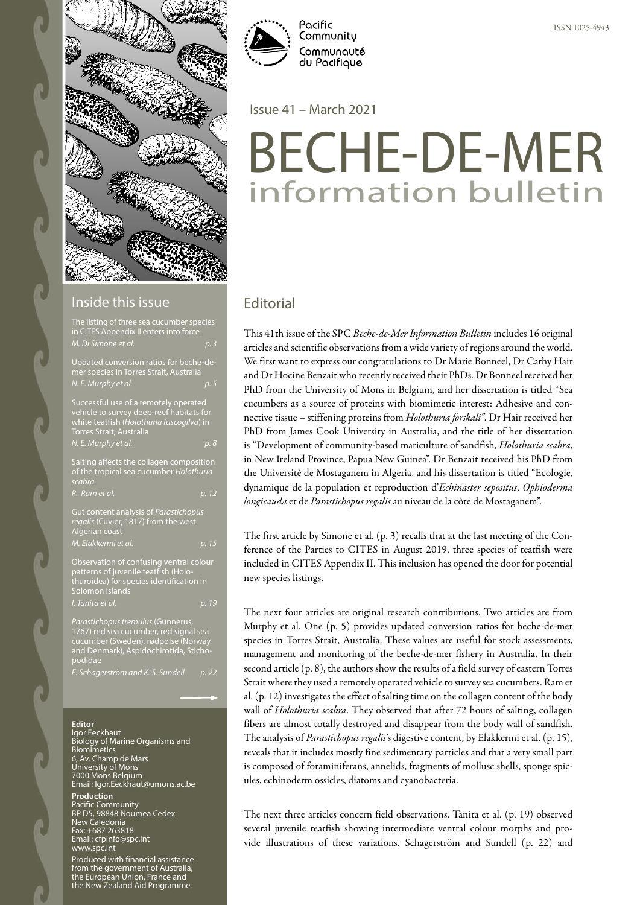Pacific Community
Communauté du Pacifique

ISSN 1025-4943

Issue 41 – March 2021

# BECHE-DE-MER information bulletin

## Inside this issue

The listing of three sea cucumber species in CITES Appendix II enters into force
*M. Di Simone et al.* *p. 3*

Updated conversion ratios for beche-de-mer species in Torres Strait, Australia
*N. E. Murphy et al.* *p. 5*

Successful use of a remotely operated vehicle to survey deep-reef habitats for white teatfish (*Holothuria fuscogilva*) in Torres Strait, Australia
*N. E. Murphy et al.* *p. 8*

Salting affects the collagen composition of the tropical sea cucumber *Holothuria scabra*
*R. Ram et al.* *p. 12*

Gut content analysis of *Parastichopus regalis* (Cuvier, 1817) from the west Algerian coast
*M. Elakkermi et al.* *p. 15*

Observation of confusing ventral colour patterns of juvenile teatfish (Holothuroidea) for species identification in Solomon Islands
*I. Tanita et al.* *p. 19*

*Parastichopus tremulus* (Gunnerus, 1767) red sea cucumber, red signal sea cucumber (Sweden), rødpølse (Norway and Denmark), Aspidochirotida, Stichopodidae
*E. Schagerström and K. S. Sundell* *p. 22*

**Editor**
Igor Eeckhaut
Biology of Marine Organisms and Biomimetics
6, Av. Champ de Mars
University of Mons
7000 Mons Belgium
Email: Igor.Eeckhaut@umons.ac.be

**Production**
Pacific Community
BP D5, 98848 Noumea Cedex
New Caledonia
Fax: +687 263818
Email: cfpinfo@spc.int
www.spc.int

Produced with financial assistance from the government of Australia, the European Union, France and the New Zealand Aid Programme.

## Editorial

This 41th issue of the SPC *Beche-de-Mer Information Bulletin* includes 16 original articles and scientific observations from a wide variety of regions around the world. We first want to express our congratulations to Dr Marie Bonneel, Dr Cathy Hair and Dr Hocine Benzait who recently received their PhDs. Dr Bonneel received her PhD from the University of Mons in Belgium, and her dissertation is titled "Sea cucumbers as a source of proteins with biomimetic interest: Adhesive and connective tissue – stiffening proteins from *Holothuria forskali*". Dr Hair received her PhD from James Cook University in Australia, and the title of her dissertation is "Development of community-based mariculture of sandfish, *Holothuria scabra*, in New Ireland Province, Papua New Guinea". Dr Benzait received his PhD from the Université de Mostaganem in Algeria, and his dissertation is titled "Ecologie, dynamique de la population et reproduction d'*Echinaster sepositus*, *Ophioderma longicauda* et de *Parastichopus regalis* au niveau de la côte de Mostaganem".

The first article by Simone et al. (p. 3) recalls that at the last meeting of the Conference of the Parties to CITES in August 2019, three species of teatfish were included in CITES Appendix II. This inclusion has opened the door for potential new species listings.

The next four articles are original research contributions. Two articles are from Murphy et al. One (p. 5) provides updated conversion ratios for beche-de-mer species in Torres Strait, Australia. These values are useful for stock assessments, management and monitoring of the beche-de-mer fishery in Australia. In their second article (p. 8), the authors show the results of a field survey of eastern Torres Strait where they used a remotely operated vehicle to survey sea cucumbers. Ram et al. (p. 12) investigates the effect of salting time on the collagen content of the body wall of *Holothuria scabra*. They observed that after 72 hours of salting, collagen fibers are almost totally destroyed and disappear from the body wall of sandfish. The analysis of *Parastichopus regalis*'s digestive content, by Elakkermi et al. (p. 15), reveals that it includes mostly fine sedimentary particles and that a very small part is composed of foraminiferans, annelids, fragments of mollusc shells, sponge spicules, echinoderm ossicles, diatoms and cyanobacteria.

The next three articles concern field observations. Tanita et al. (p. 19) observed several juvenile teatfish showing intermediate ventral colour morphs and provide illustrations of these variations. Schagerström and Sundell (p. 22) and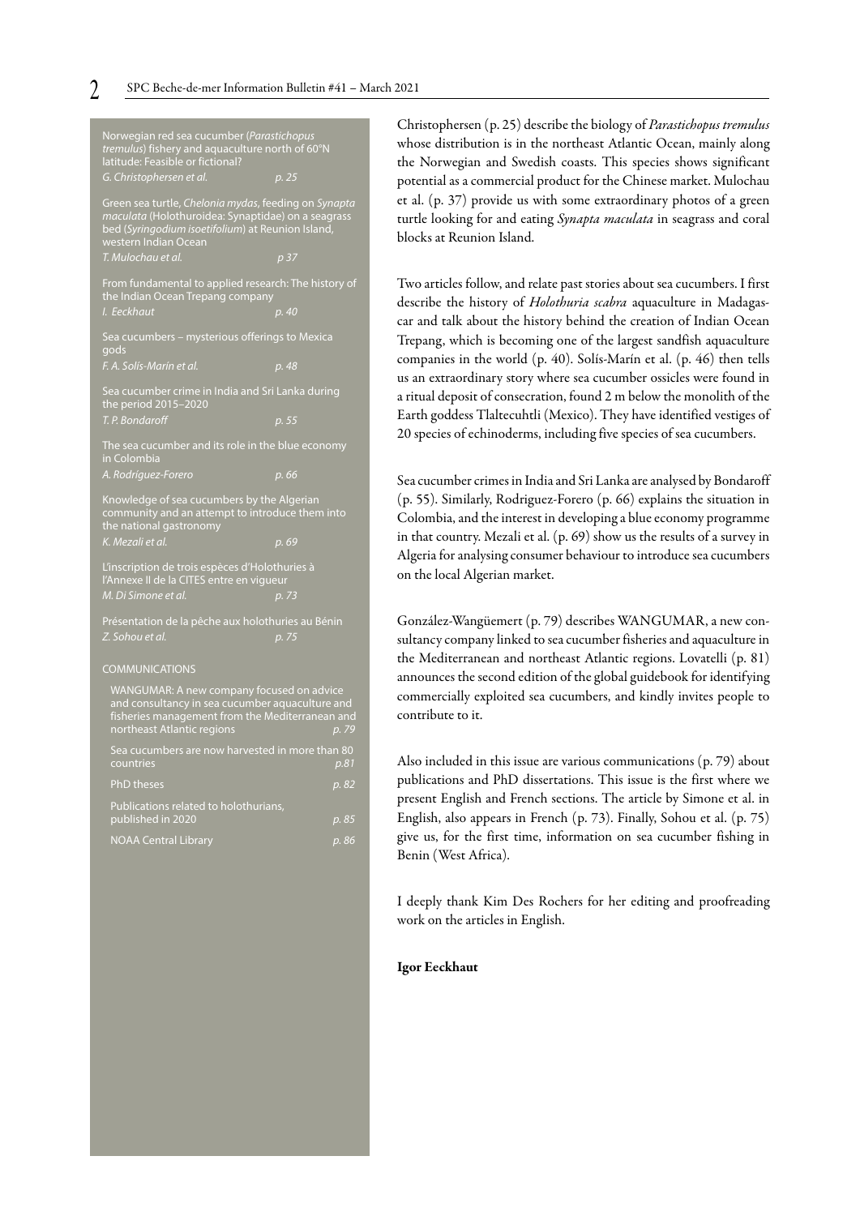Norwegian red sea cucumber (*Parastichopus tremulus*) fishery and aquaculture north of 60°N latitude: Feasible or fictional?
*G. Christophersen et al.* *p. 25*

Green sea turtle, *Chelonia mydas*, feeding on *Synapta maculata* (Holothuroidea: Synaptidae) on a seagrass bed (*Syringodium isoetifolium*) at Reunion Island, western Indian Ocean
*T. Mulochau et al.* *p 37*

From fundamental to applied research: The history of the Indian Ocean Trepang company
*I. Eeckhaut* *p. 40*

Sea cucumbers – mysterious offerings to Mexica gods
*F. A. Solís-Marín et al.* *p. 48*

Sea cucumber crime in India and Sri Lanka during the period 2015–2020
*T. P. Bondaroff* *p. 55*

The sea cucumber and its role in the blue economy in Colombia
*A. Rodriguez-Forero* *p. 66*

Knowledge of sea cucumbers by the Algerian community and an attempt to introduce them into the national gastronomy
*K. Mezali et al.* *p. 69*

L'inscription de trois espèces d'Holothuries à l'Annexe II de la CITES entre en vigueur
*M. Di Simone et al.* *p. 73*

Présentation de la pêche aux holothuries au Bénin
*Z. Sohou et al.* *p. 75*

COMMUNICATIONS

WANGUMAR: A new company focused on advice and consultancy in sea cucumber aquaculture and fisheries management from the Mediterranean and northeast Atlantic regions *p. 79*

Sea cucumbers are now harvested in more than 80 countries *p.81*

PhD theses *p. 82*

Publications related to holothurians, published in 2020 *p. 85*

NOAA Central Library *p. 86*

Christophersen (p. 25) describe the biology of *Parastichopus tremulus* whose distribution is in the northeast Atlantic Ocean, mainly along the Norwegian and Swedish coasts. This species shows significant potential as a commercial product for the Chinese market. Mulochau et al. (p. 37) provide us with some extraordinary photos of a green turtle looking for and eating *Synapta maculata* in seagrass and coral blocks at Reunion Island.

Two articles follow, and relate past stories about sea cucumbers. I first describe the history of *Holothuria scabra* aquaculture in Madagascar and talk about the history behind the creation of Indian Ocean Trepang, which is becoming one of the largest sandfish aquaculture companies in the world (p. 40). Solís-Marín et al. (p. 46) then tells us an extraordinary story where sea cucumber ossicles were found in a ritual deposit of consecration, found 2 m below the monolith of the Earth goddess Tlaltecuhtli (Mexico). They have identified vestiges of 20 species of echinoderms, including five species of sea cucumbers.

Sea cucumber crimes in India and Sri Lanka are analysed by Bondaroff (p. 55). Similarly, Rodriguez-Forero (p. 66) explains the situation in Colombia, and the interest in developing a blue economy programme in that country. Mezali et al. (p. 69) show us the results of a survey in Algeria for analysing consumer behaviour to introduce sea cucumbers on the local Algerian market.

González-Wangüemert (p. 79) describes WANGUMAR, a new consultancy company linked to sea cucumber fisheries and aquaculture in the Mediterranean and northeast Atlantic regions. Lovatelli (p. 81) announces the second edition of the global guidebook for identifying commercially exploited sea cucumbers, and kindly invites people to contribute to it.

Also included in this issue are various communications (p. 79) about publications and PhD dissertations. This issue is the first where we present English and French sections. The article by Simone et al. in English, also appears in French (p. 73). Finally, Sohou et al. (p. 75) give us, for the first time, information on sea cucumber fishing in Benin (West Africa).

I deeply thank Kim Des Rochers for her editing and proofreading work on the articles in English.

**Igor Eeckhaut**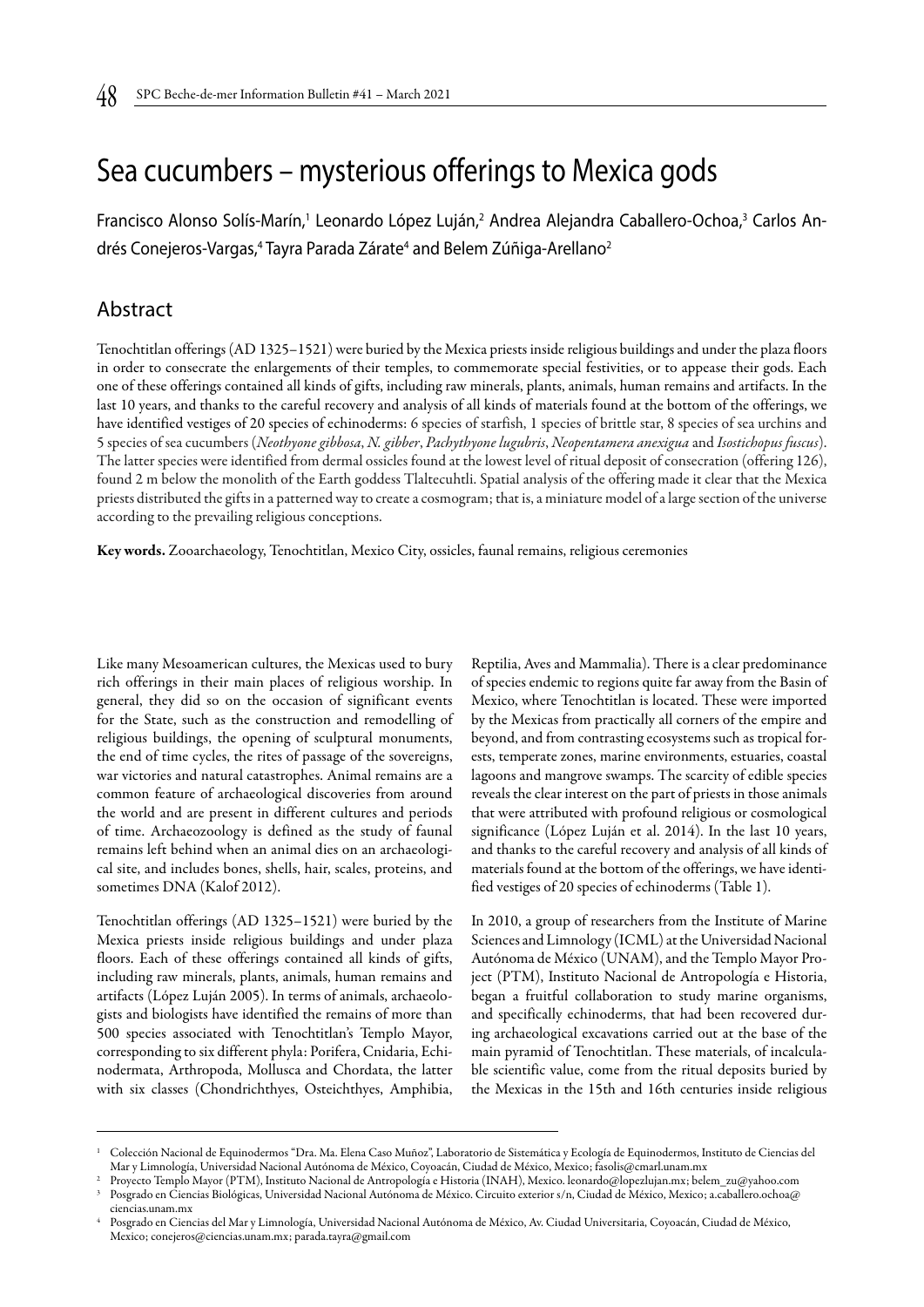# Sea cucumbers – mysterious offerings to Mexica gods

Francisco Alonso Solís-Marín,[1] Leonardo López Luján,[2] Andrea Alejandra Caballero-Ochoa,[3] Carlos Andrés Conejeros-Vargas,[4] Tayra Parada Zárate[4] and Belem Zúñiga-Arellano[2]

## Abstract

Tenochtitlan offerings (AD 1325–1521) were buried by the Mexica priests inside religious buildings and under the plaza floors in order to consecrate the enlargements of their temples, to commemorate special festivities, or to appease their gods. Each one of these offerings contained all kinds of gifts, including raw minerals, plants, animals, human remains and artifacts. In the last 10 years, and thanks to the careful recovery and analysis of all kinds of materials found at the bottom of the offerings, we have identified vestiges of 20 species of echinoderms: 6 species of starfish, 1 species of brittle star, 8 species of sea urchins and 5 species of sea cucumbers (*Neothyone gibbosa*, *N. gibber*, *Pachythyone lugubris*, *Neopentamera anexigua* and *Isostichopus fuscus*). The latter species were identified from dermal ossicles found at the lowest level of ritual deposit of consecration (offering 126), found 2 m below the monolith of the Earth goddess Tlaltecuhtli. Spatial analysis of the offering made it clear that the Mexica priests distributed the gifts in a patterned way to create a cosmogram; that is, a miniature model of a large section of the universe according to the prevailing religious conceptions.

**Key words.** Zooarchaeology, Tenochtitlan, Mexico City, ossicles, faunal remains, religious ceremonies

Like many Mesoamerican cultures, the Mexicas used to bury rich offerings in their main places of religious worship. In general, they did so on the occasion of significant events for the State, such as the construction and remodelling of religious buildings, the opening of sculptural monuments, the end of time cycles, the rites of passage of the sovereigns, war victories and natural catastrophes. Animal remains are a common feature of archaeological discoveries from around the world and are present in different cultures and periods of time. Archaeozoology is defined as the study of faunal remains left behind when an animal dies on an archaeological site, and includes bones, shells, hair, scales, proteins, and sometimes DNA (Kalof 2012).

Tenochtitlan offerings (AD 1325–1521) were buried by the Mexica priests inside religious buildings and under plaza floors. Each of these offerings contained all kinds of gifts, including raw minerals, plants, animals, human remains and artifacts (López Luján 2005). In terms of animals, archaeologists and biologists have identified the remains of more than 500 species associated with Tenochtitlan's Templo Mayor, corresponding to six different phyla: Porifera, Cnidaria, Echinodermata, Arthropoda, Mollusca and Chordata, the latter with six classes (Chondrichthyes, Osteichthyes, Amphibia, Reptilia, Aves and Mammalia). There is a clear predominance of species endemic to regions quite far away from the Basin of Mexico, where Tenochtitlan is located. These were imported by the Mexicas from practically all corners of the empire and beyond, and from contrasting ecosystems such as tropical forests, temperate zones, marine environments, estuaries, coastal lagoons and mangrove swamps. The scarcity of edible species reveals the clear interest on the part of priests in those animals that were attributed with profound religious or cosmological significance (López Luján et al. 2014). In the last 10 years, and thanks to the careful recovery and analysis of all kinds of materials found at the bottom of the offerings, we have identified vestiges of 20 species of echinoderms (Table 1).

In 2010, a group of researchers from the Institute of Marine Sciences and Limnology (ICML) at the Universidad Nacional Autónoma de México (UNAM), and the Templo Mayor Project (PTM), Instituto Nacional de Antropología e Historia, began a fruitful collaboration to study marine organisms, and specifically echinoderms, that had been recovered during archaeological excavations carried out at the base of the main pyramid of Tenochtitlan. These materials, of incalculable scientific value, come from the ritual deposits buried by the Mexicas in the 15th and 16th centuries inside religious

---

[1] Colección Nacional de Equinodermos "Dra. Ma. Elena Caso Muñoz", Laboratorio de Sistemática y Ecología de Equinodermos, Instituto de Ciencias del Mar y Limnología, Universidad Nacional Autónoma de México, Coyoacán, Ciudad de México, Mexico; fasolis@cmarl.unam.mx

[2] Proyecto Templo Mayor (PTM), Instituto Nacional de Antropología e Historia (INAH), Mexico. leonardo@lopezlujan.mx; belem_zu@yahoo.com

[3] Posgrado en Ciencias Biológicas, Universidad Nacional Autónoma de México. Circuito exterior s/n, Ciudad de México, Mexico; a.caballero.ochoa@ciencias.unam.mx

[4] Posgrado en Ciencias del Mar y Limnología, Universidad Nacional Autónoma de México, Av. Ciudad Universitaria, Coyoacán, Ciudad de México, Mexico; conejeros@ciencias.unam.mx; parada.tayra@gmail.com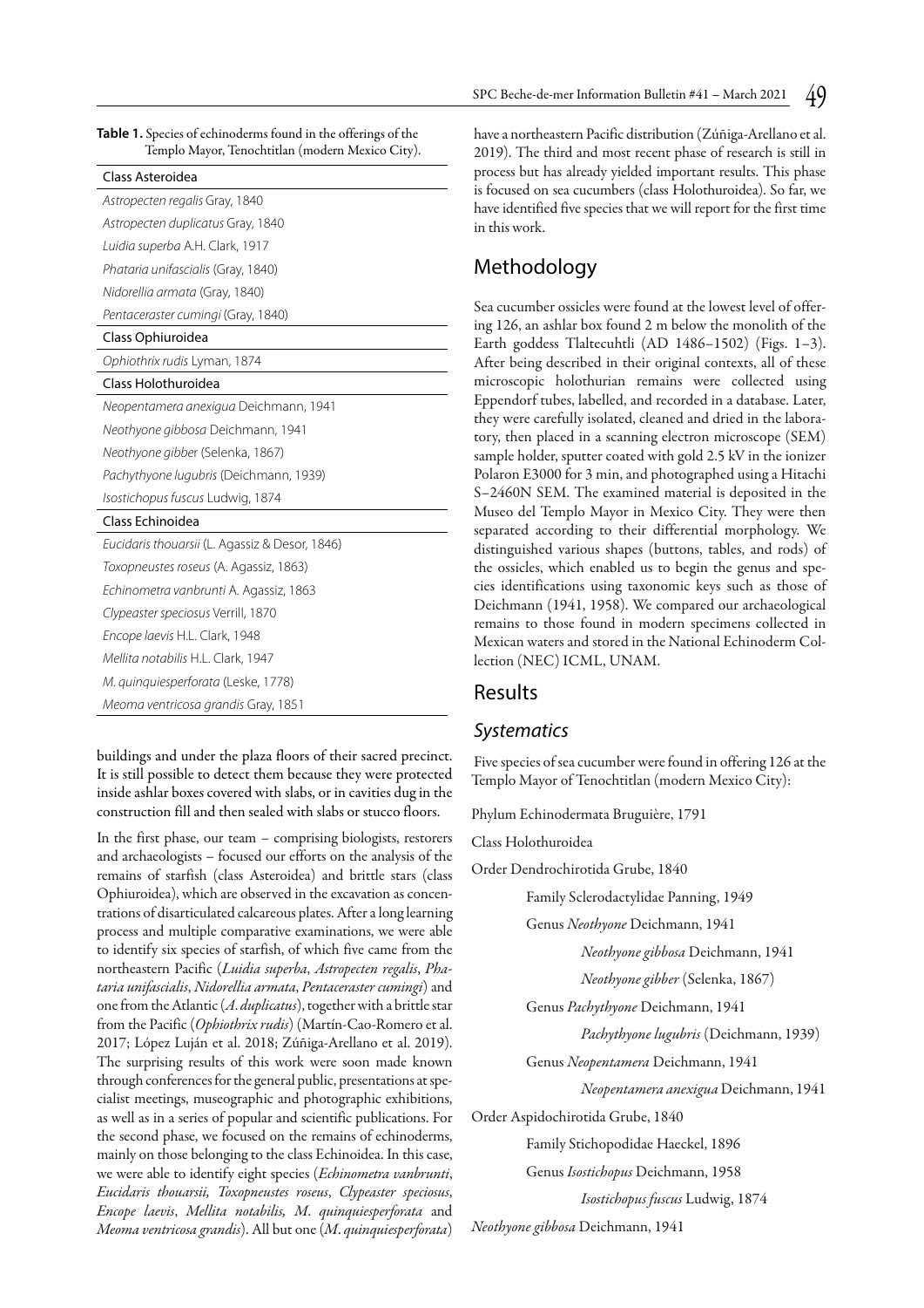**Table 1.** Species of echinoderms found in the offerings of the Templo Mayor, Tenochtitlan (modern Mexico City).

| Class Asteroidea |
|---|
| *Astropecten regalis* Gray, 1840 |
| *Astropecten duplicatus* Gray, 1840 |
| *Luidia superba* A.H. Clark, 1917 |
| *Phataria unifascialis* (Gray, 1840) |
| *Nidorellia armata* (Gray, 1840) |
| *Pentaceraster cumingi* (Gray, 1840) |
| **Class Ophiuroidea** |
| *Ophiothrix rudis* Lyman, 1874 |
| **Class Holothuroidea** |
| *Neopentamera anexigua* Deichmann, 1941 |
| *Neothyone gibbosa* Deichmann, 1941 |
| *Neothyone gibber* (Selenka, 1867) |
| *Pachythyone lugubris* (Deichmann, 1939) |
| *Isostichopus fuscus* Ludwig, 1874 |
| **Class Echinoidea** |
| *Eucidaris thouarsii* (L. Agassiz & Desor, 1846) |
| *Toxopneustes roseus* (A. Agassiz, 1863) |
| *Echinometra vanbrunti* A. Agassiz, 1863 |
| *Clypeaster speciosus* Verrill, 1870 |
| *Encope laevis* H.L. Clark, 1948 |
| *Mellita notabilis* H.L. Clark, 1947 |
| *M. quinquiesperforata* (Leske, 1778) |
| *Meoma ventricosa grandis* Gray, 1851 |

buildings and under the plaza floors of their sacred precinct. It is still possible to detect them because they were protected inside ashlar boxes covered with slabs, or in cavities dug in the construction fill and then sealed with slabs or stucco floors.

In the first phase, our team – comprising biologists, restorers and archaeologists – focused our efforts on the analysis of the remains of starfish (class Asteroidea) and brittle stars (class Ophiuroidea), which are observed in the excavation as concentrations of disarticulated calcareous plates. After a long learning process and multiple comparative examinations, we were able to identify six species of starfish, of which five came from the northeastern Pacific (*Luidia superba*, *Astropecten regalis*, *Phataria unifascialis*, *Nidorellia armata*, *Pentaceraster cumingi*) and one from the Atlantic (*A. duplicatus*), together with a brittle star from the Pacific (*Ophiothrix rudis*) (Martín-Cao-Romero et al. 2017; López Luján et al. 2018; Zúñiga-Arellano et al. 2019). The surprising results of this work were soon made known through conferences for the general public, presentations at specialist meetings, museographic and photographic exhibitions, as well as in a series of popular and scientific publications. For the second phase, we focused on the remains of echinoderms, mainly on those belonging to the class Echinoidea. In this case, we were able to identify eight species (*Echinometra vanbrunti*, *Eucidaris thouarsii, Toxopneustes roseus*, *Clypeaster speciosus*, *Encope laevis*, *Mellita notabilis, M. quinquiesperforata* and *Meoma ventricosa grandis*). All but one (*M. quinquiesperforata*) have a northeastern Pacific distribution (Zúñiga-Arellano et al. 2019). The third and most recent phase of research is still in process but has already yielded important results. This phase is focused on sea cucumbers (class Holothuroidea). So far, we have identified five species that we will report for the first time in this work.

## Methodology

Sea cucumber ossicles were found at the lowest level of offering 126, an ashlar box found 2 m below the monolith of the Earth goddess Tlaltecuhtli (AD 1486–1502) (Figs. 1–3). After being described in their original contexts, all of these microscopic holothurian remains were collected using Eppendorf tubes, labelled, and recorded in a database. Later, they were carefully isolated, cleaned and dried in the laboratory, then placed in a scanning electron microscope (SEM) sample holder, sputter coated with gold 2.5 kV in the ionizer Polaron E3000 for 3 min, and photographed using a Hitachi S–2460N SEM. The examined material is deposited in the Museo del Templo Mayor in Mexico City. They were then separated according to their differential morphology. We distinguished various shapes (buttons, tables, and rods) of the ossicles, which enabled us to begin the genus and species identifications using taxonomic keys such as those of Deichmann (1941, 1958). We compared our archaeological remains to those found in modern specimens collected in Mexican waters and stored in the National Echinoderm Collection (NEC) ICML, UNAM.

## Results

### *Systematics*

Five species of sea cucumber were found in offering 126 at the Templo Mayor of Tenochtitlan (modern Mexico City):

Phylum Echinodermata Bruguière, 1791

Class Holothuroidea

Order Dendrochirotida Grube, 1840

- Family Sclerodactylidae Panning, 1949
  - Genus *Neothyone* Deichmann, 1941
    - *Neothyone gibbosa* Deichmann, 1941
    - *Neothyone gibber* (Selenka, 1867)
  - Genus *Pachythyone* Deichmann, 1941
    - *Pachythyone lugubris* (Deichmann, 1939)
  - Genus *Neopentamera* Deichmann, 1941
    - *Neopentamera anexigua* Deichmann, 1941

Order Aspidochirotida Grube, 1840

- Family Stichopodidae Haeckel, 1896
  - Genus *Isostichopus* Deichmann, 1958
    - *Isostichopus fuscus* Ludwig, 1874

*Neothyone gibbosa* Deichmann, 1941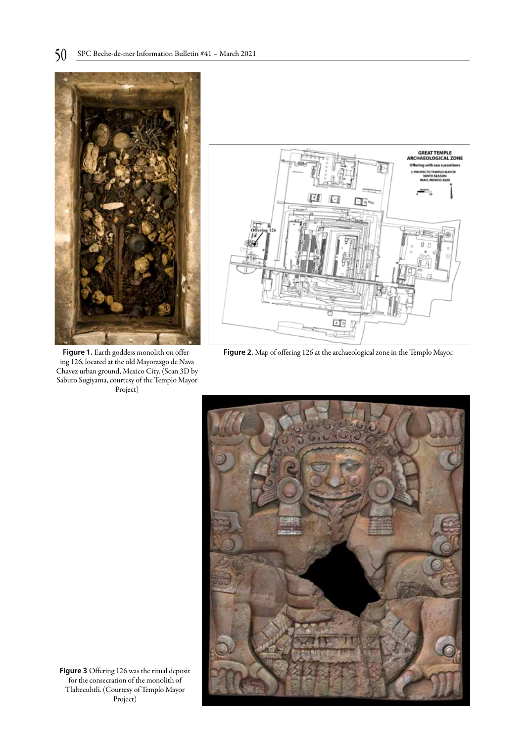**Figure 1.** Earth goddess monolith on offering 126, located at the old Mayorazgo de Nava Chavez urban ground, Mexico City. (Scan 3D by Saburo Sugiyama, courtesy of the Templo Mayor Project)

**Figure 2.** Map of offering 126 at the archaeological zone in the Templo Mayor.

**Figure 3** Offering 126 was the ritual deposit for the consecration of the monolith of Tlaltecuhtli. (Courtesy of Templo Mayor Project)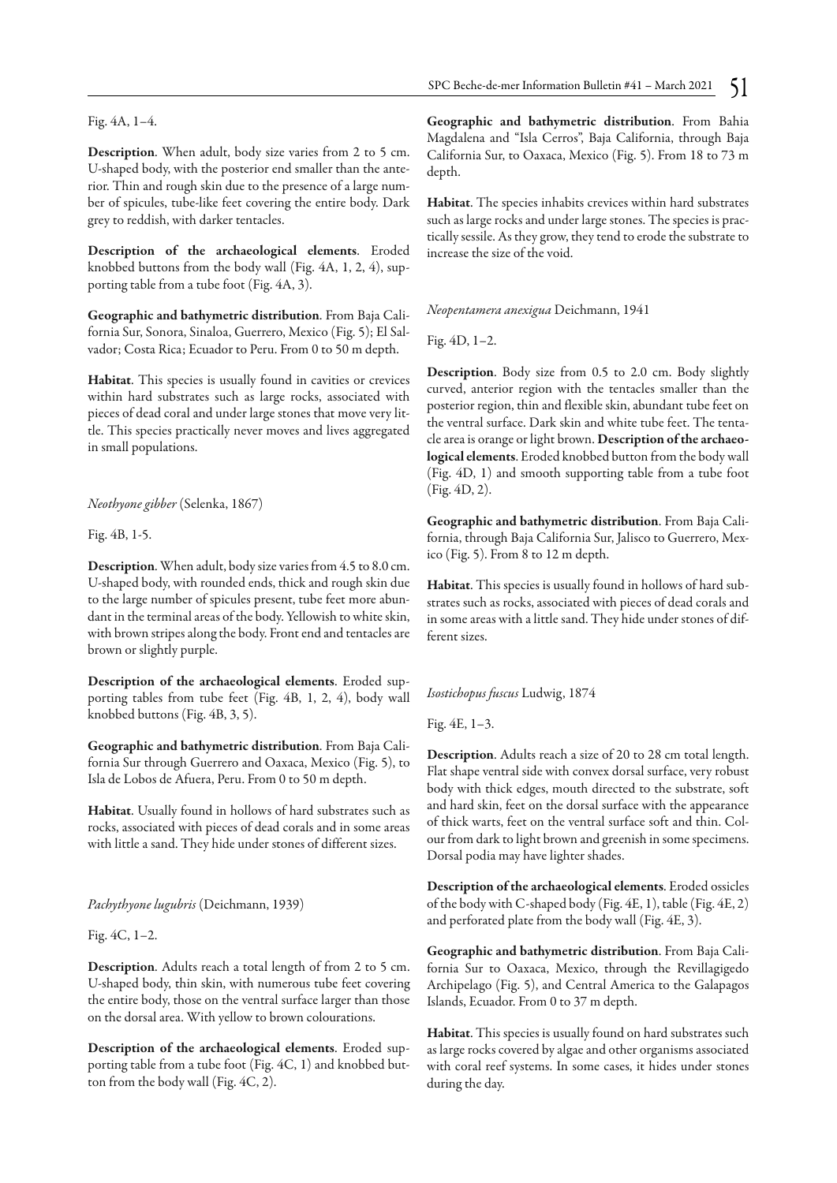Fig. 4A, 1–4.

**Description**. When adult, body size varies from 2 to 5 cm. U-shaped body, with the posterior end smaller than the anterior. Thin and rough skin due to the presence of a large number of spicules, tube-like feet covering the entire body. Dark grey to reddish, with darker tentacles.

**Description of the archaeological elements**. Eroded knobbed buttons from the body wall (Fig. 4A, 1, 2, 4), supporting table from a tube foot (Fig. 4A, 3).

**Geographic and bathymetric distribution**. From Baja California Sur, Sonora, Sinaloa, Guerrero, Mexico (Fig. 5); El Salvador; Costa Rica; Ecuador to Peru. From 0 to 50 m depth.

**Habitat**. This species is usually found in cavities or crevices within hard substrates such as large rocks, associated with pieces of dead coral and under large stones that move very little. This species practically never moves and lives aggregated in small populations.

*Neothyone gibber* (Selenka, 1867)

Fig. 4B, 1-5.

**Description**. When adult, body size varies from 4.5 to 8.0 cm. U-shaped body, with rounded ends, thick and rough skin due to the large number of spicules present, tube feet more abundant in the terminal areas of the body. Yellowish to white skin, with brown stripes along the body. Front end and tentacles are brown or slightly purple.

**Description of the archaeological elements**. Eroded supporting tables from tube feet (Fig. 4B, 1, 2, 4), body wall knobbed buttons (Fig. 4B, 3, 5).

**Geographic and bathymetric distribution**. From Baja California Sur through Guerrero and Oaxaca, Mexico (Fig. 5), to Isla de Lobos de Afuera, Peru. From 0 to 50 m depth.

**Habitat**. Usually found in hollows of hard substrates such as rocks, associated with pieces of dead corals and in some areas with little a sand. They hide under stones of different sizes.

*Pachythyone lugubris* (Deichmann, 1939)

Fig. 4C, 1–2.

**Description**. Adults reach a total length of from 2 to 5 cm. U-shaped body, thin skin, with numerous tube feet covering the entire body, those on the ventral surface larger than those on the dorsal area. With yellow to brown colourations.

**Description of the archaeological elements**. Eroded supporting table from a tube foot (Fig. 4C, 1) and knobbed button from the body wall (Fig. 4C, 2).

**Geographic and bathymetric distribution**. From Bahia Magdalena and "Isla Cerros", Baja California, through Baja California Sur, to Oaxaca, Mexico (Fig. 5). From 18 to 73 m depth.

**Habitat**. The species inhabits crevices within hard substrates such as large rocks and under large stones. The species is practically sessile. As they grow, they tend to erode the substrate to increase the size of the void.

*Neopentamera anexigua* Deichmann, 1941

Fig. 4D, 1–2.

**Description**. Body size from 0.5 to 2.0 cm. Body slightly curved, anterior region with the tentacles smaller than the posterior region, thin and flexible skin, abundant tube feet on the ventral surface. Dark skin and white tube feet. The tentacle area is orange or light brown. **Description of the archaeological elements**. Eroded knobbed button from the body wall (Fig. 4D, 1) and smooth supporting table from a tube foot (Fig. 4D, 2).

**Geographic and bathymetric distribution**. From Baja California, through Baja California Sur, Jalisco to Guerrero, Mexico (Fig. 5). From 8 to 12 m depth.

**Habitat**. This species is usually found in hollows of hard substrates such as rocks, associated with pieces of dead corals and in some areas with a little sand. They hide under stones of different sizes.

*Isostichopus fuscus* Ludwig, 1874

Fig. 4E, 1–3.

**Description**. Adults reach a size of 20 to 28 cm total length. Flat shape ventral side with convex dorsal surface, very robust body with thick edges, mouth directed to the substrate, soft and hard skin, feet on the dorsal surface with the appearance of thick warts, feet on the ventral surface soft and thin. Colour from dark to light brown and greenish in some specimens. Dorsal podia may have lighter shades.

**Description of the archaeological elements**. Eroded ossicles of the body with C-shaped body (Fig. 4E, 1), table (Fig. 4E, 2) and perforated plate from the body wall (Fig. 4E, 3).

**Geographic and bathymetric distribution**. From Baja California Sur to Oaxaca, Mexico, through the Revillagigedo Archipelago (Fig. 5), and Central America to the Galapagos Islands, Ecuador. From 0 to 37 m depth.

**Habitat**. This species is usually found on hard substrates such as large rocks covered by algae and other organisms associated with coral reef systems. In some cases, it hides under stones during the day.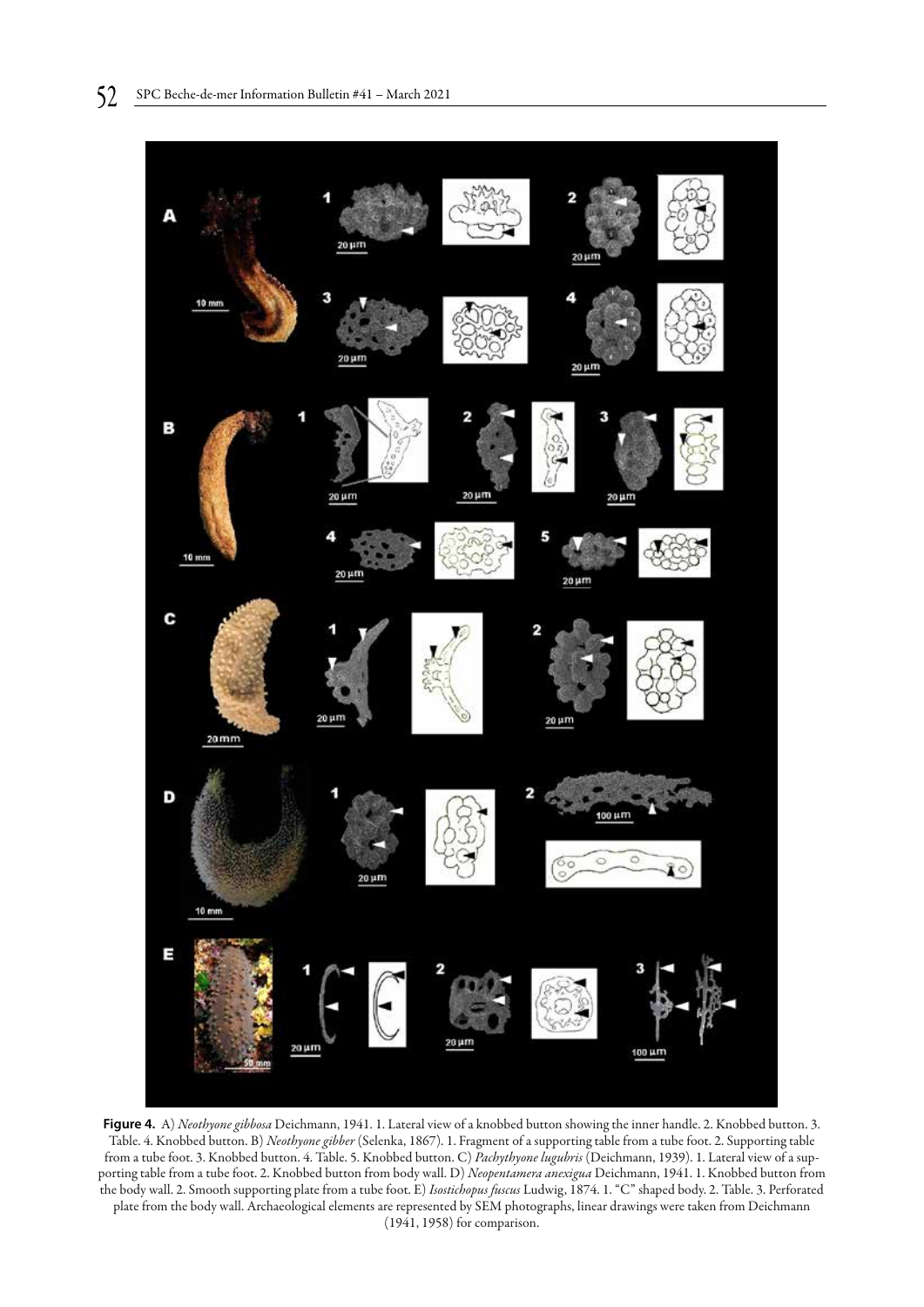**Figure 4.** A) *Neothyone gibbosa* Deichmann, 1941. 1. Lateral view of a knobbed button showing the inner handle. 2. Knobbed button. 3. Table. 4. Knobbed button. B) *Neothyone gibber* (Selenka, 1867). 1. Fragment of a supporting table from a tube foot. 2. Supporting table from a tube foot. 3. Knobbed button. 4. Table. 5. Knobbed button. C) *Pachythyone lugubris* (Deichmann, 1939). 1. Lateral view of a supporting table from a tube foot. 2. Knobbed button from body wall. D) *Neopentamera anexigua* Deichmann, 1941. 1. Knobbed button from the body wall. 2. Smooth supporting plate from a tube foot. E) *Isostichopus fuscus* Ludwig, 1874. 1. "C" shaped body. 2. Table. 3. Perforated plate from the body wall. Archaeological elements are represented by SEM photographs, linear drawings were taken from Deichmann (1941, 1958) for comparison.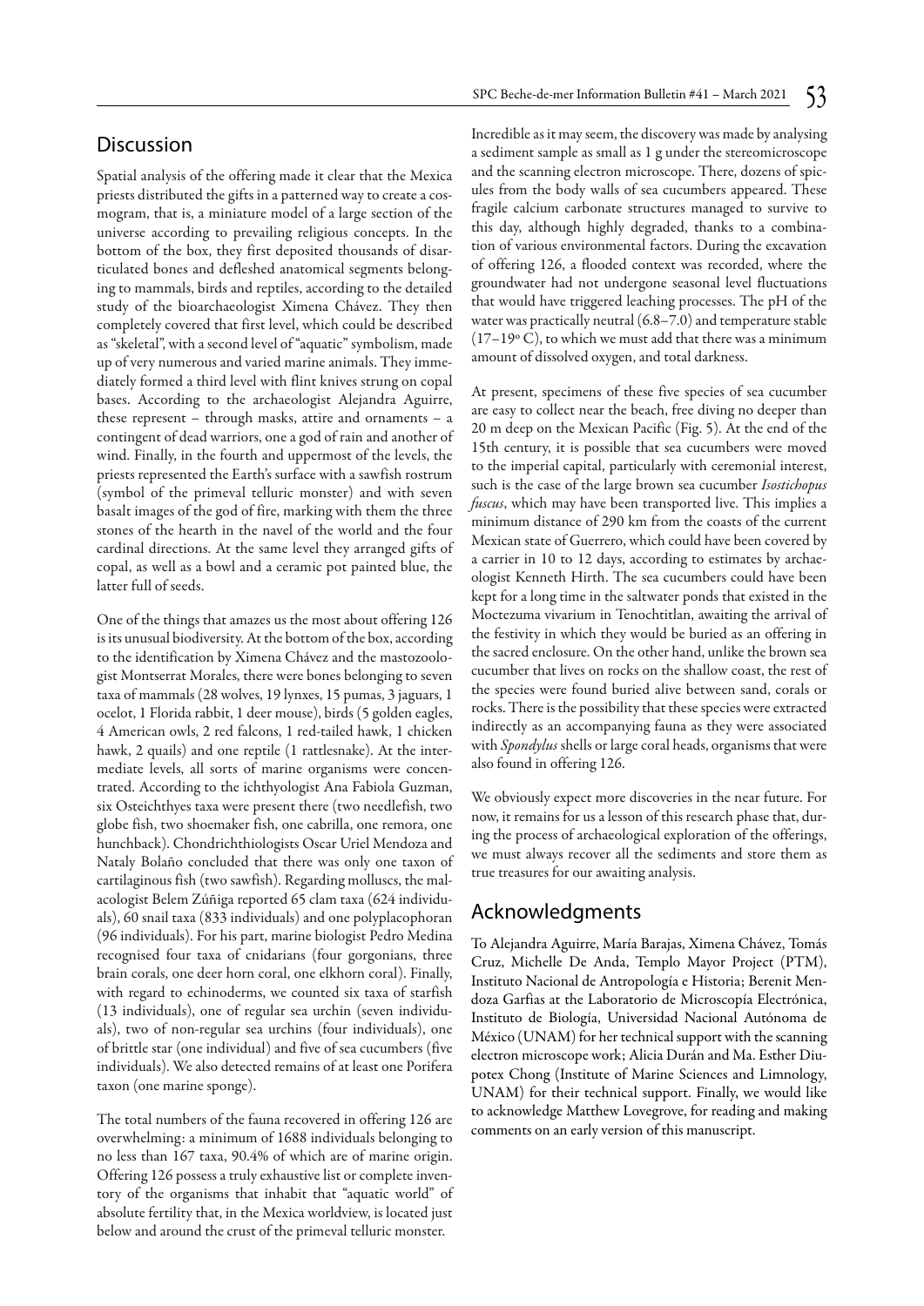## Discussion

Spatial analysis of the offering made it clear that the Mexica priests distributed the gifts in a patterned way to create a cosmogram, that is, a miniature model of a large section of the universe according to prevailing religious concepts. In the bottom of the box, they first deposited thousands of disarticulated bones and defleshed anatomical segments belonging to mammals, birds and reptiles, according to the detailed study of the bioarchaeologist Ximena Chávez. They then completely covered that first level, which could be described as "skeletal", with a second level of "aquatic" symbolism, made up of very numerous and varied marine animals. They immediately formed a third level with flint knives strung on copal bases. According to the archaeologist Alejandra Aguirre, these represent – through masks, attire and ornaments – a contingent of dead warriors, one a god of rain and another of wind. Finally, in the fourth and uppermost of the levels, the priests represented the Earth's surface with a sawfish rostrum (symbol of the primeval telluric monster) and with seven basalt images of the god of fire, marking with them the three stones of the hearth in the navel of the world and the four cardinal directions. At the same level they arranged gifts of copal, as well as a bowl and a ceramic pot painted blue, the latter full of seeds.

One of the things that amazes us the most about offering 126 is its unusual biodiversity. At the bottom of the box, according to the identification by Ximena Chávez and the mastozoologist Montserrat Morales, there were bones belonging to seven taxa of mammals (28 wolves, 19 lynxes, 15 pumas, 3 jaguars, 1 ocelot, 1 Florida rabbit, 1 deer mouse), birds (5 golden eagles, 4 American owls, 2 red falcons, 1 red-tailed hawk, 1 chicken hawk, 2 quails) and one reptile (1 rattlesnake). At the intermediate levels, all sorts of marine organisms were concentrated. According to the ichthyologist Ana Fabiola Guzman, six Osteichthyes taxa were present there (two needlefish, two globe fish, two shoemaker fish, one cabrilla, one remora, one hunchback). Chondrichthiologists Oscar Uriel Mendoza and Nataly Bolaño concluded that there was only one taxon of cartilaginous fish (two sawfish). Regarding molluscs, the malacologist Belem Zúñiga reported 65 clam taxa (624 individuals), 60 snail taxa (833 individuals) and one polyplacophoran (96 individuals). For his part, marine biologist Pedro Medina recognised four taxa of cnidarians (four gorgonians, three brain corals, one deer horn coral, one elkhorn coral). Finally, with regard to echinoderms, we counted six taxa of starfish (13 individuals), one of regular sea urchin (seven individuals), two of non-regular sea urchins (four individuals), one of brittle star (one individual) and five of sea cucumbers (five individuals). We also detected remains of at least one Porifera taxon (one marine sponge).

The total numbers of the fauna recovered in offering 126 are overwhelming: a minimum of 1688 individuals belonging to no less than 167 taxa, 90.4% of which are of marine origin. Offering 126 possess a truly exhaustive list or complete inventory of the organisms that inhabit that "aquatic world" of absolute fertility that, in the Mexica worldview, is located just below and around the crust of the primeval telluric monster.

Incredible as it may seem, the discovery was made by analysing a sediment sample as small as 1 g under the stereomicroscope and the scanning electron microscope. There, dozens of spicules from the body walls of sea cucumbers appeared. These fragile calcium carbonate structures managed to survive to this day, although highly degraded, thanks to a combination of various environmental factors. During the excavation of offering 126, a flooded context was recorded, where the groundwater had not undergone seasonal level fluctuations that would have triggered leaching processes. The pH of the water was practically neutral (6.8–7.0) and temperature stable (17–19° C), to which we must add that there was a minimum amount of dissolved oxygen, and total darkness.

At present, specimens of these five species of sea cucumber are easy to collect near the beach, free diving no deeper than 20 m deep on the Mexican Pacific (Fig. 5). At the end of the 15th century, it is possible that sea cucumbers were moved to the imperial capital, particularly with ceremonial interest, such is the case of the large brown sea cucumber *Isostichopus fuscus*, which may have been transported live. This implies a minimum distance of 290 km from the coasts of the current Mexican state of Guerrero, which could have been covered by a carrier in 10 to 12 days, according to estimates by archaeologist Kenneth Hirth. The sea cucumbers could have been kept for a long time in the saltwater ponds that existed in the Moctezuma vivarium in Tenochtitlan, awaiting the arrival of the festivity in which they would be buried as an offering in the sacred enclosure. On the other hand, unlike the brown sea cucumber that lives on rocks on the shallow coast, the rest of the species were found buried alive between sand, corals or rocks. There is the possibility that these species were extracted indirectly as an accompanying fauna as they were associated with *Spondylus* shells or large coral heads, organisms that were also found in offering 126.

We obviously expect more discoveries in the near future. For now, it remains for us a lesson of this research phase that, during the process of archaeological exploration of the offerings, we must always recover all the sediments and store them as true treasures for our awaiting analysis.

## Acknowledgments

To Alejandra Aguirre, María Barajas, Ximena Chávez, Tomás Cruz, Michelle De Anda, Templo Mayor Project (PTM), Instituto Nacional de Antropología e Historia; Berenit Mendoza Garfias at the Laboratorio de Microscopía Electrónica, Instituto de Biología, Universidad Nacional Autónoma de México (UNAM) for her technical support with the scanning electron microscope work; Alicia Durán and Ma. Esther Diupotex Chong (Institute of Marine Sciences and Limnology, UNAM) for their technical support. Finally, we would like to acknowledge Matthew Lovegrove, for reading and making comments on an early version of this manuscript.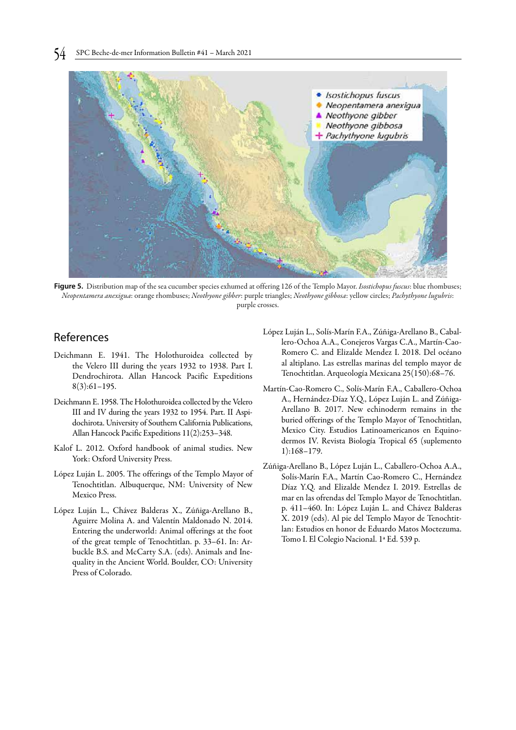Isostichopus fuscus
Neopentamera anexigua
Neothyone gibber
Neothyone gibbosa
Pachythyone lugubris

**Figure 5.** Distribution map of the sea cucumber species exhumed at offering 126 of the Templo Mayor. *Isostichopus fuscus*: blue rhombuses; *Neopentamera anexigua*: orange rhombuses; *Neothyone gibber*: purple triangles; *Neothyone gibbosa*: yellow circles; *Pachythyone lugubris*: purple crosses.

## References

Deichmann E. 1941. The Holothuroidea collected by the Velero III during the years 1932 to 1938. Part I. Dendrochirota. Allan Hancock Pacific Expeditions 8(3):61–195.

Deichmann E. 1958. The Holothuroidea collected by the Velero III and IV during the years 1932 to 1954. Part. II Aspidochirota. University of Southern California Publications, Allan Hancock Pacific Expeditions 11(2):253–348.

Kalof L. 2012. Oxford handbook of animal studies. New York: Oxford University Press.

López Luján L. 2005. The offerings of the Templo Mayor of Tenochtitlan. Albuquerque, NM: University of New Mexico Press.

López Luján L., Chávez Balderas X., Zúñiga-Arellano B., Aguirre Molina A. and Valentín Maldonado N. 2014. Entering the underworld: Animal offerings at the foot of the great temple of Tenochtitlan. p. 33–61. In: Arbuckle B.S. and McCarty S.A. (eds). Animals and Inequality in the Ancient World. Boulder, CO: University Press of Colorado.

López Luján L., Solís-Marín F.A., Zúñiga-Arellano B., Caballero-Ochoa A.A., Conejeros Vargas C.A., Martín-Cao-Romero C. and Elizalde Mendez I. 2018. Del océano al altiplano. Las estrellas marinas del templo mayor de Tenochtitlan. Arqueología Mexicana 25(150):68–76.

Martín-Cao-Romero C., Solís-Marín F.A., Caballero-Ochoa A., Hernández-Díaz Y.Q., López Luján L. and Zúñiga-Arellano B. 2017. New echinoderm remains in the buried offerings of the Templo Mayor of Tenochtitlan, Mexico City. Estudios Latinoamericanos en Equinodermos IV. Revista Biología Tropical 65 (suplemento 1):168–179.

Zúñiga-Arellano B., López Luján L., Caballero-Ochoa A.A., Solís-Marín F.A., Martín Cao-Romero C., Hernández Díaz Y.Q. and Elizalde Mendez I. 2019. Estrellas de mar en las ofrendas del Templo Mayor de Tenochtitlan. p. 411–460. In: López Luján L. and Chávez Balderas X. 2019 (eds). Al pie del Templo Mayor de Tenochtitlan: Estudios en honor de Eduardo Matos Moctezuma. Tomo I. El Colegio Nacional. 1ª Ed. 539 p.